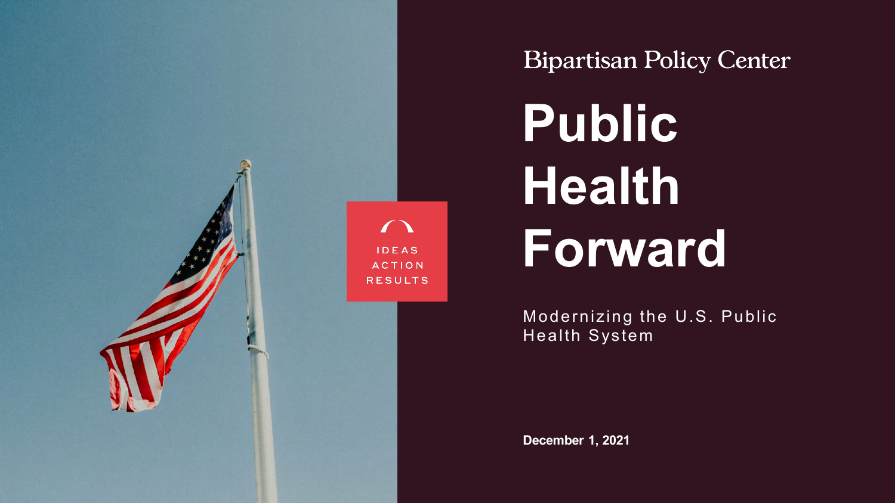Bipartisan Policy Center

IDEAS
ACTION
RESULTS

# Public Health Forward

Modernizing the U.S. Public Health System

**December 1, 2021**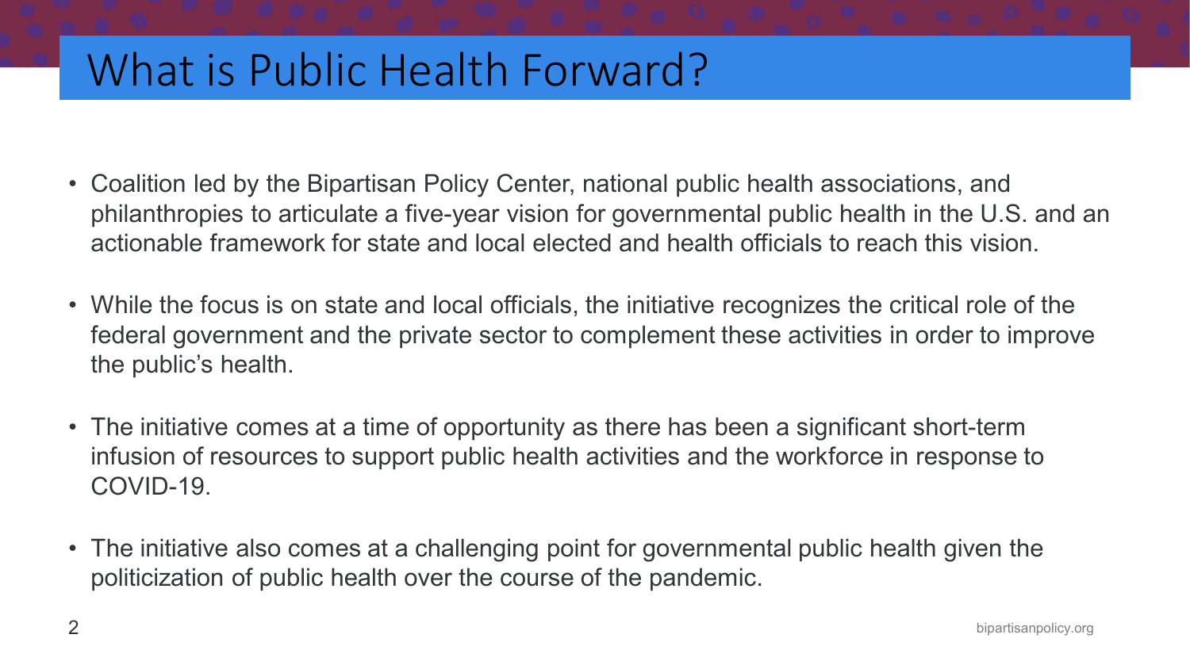# What is Public Health Forward?

- Coalition led by the Bipartisan Policy Center, national public health associations, and philanthropies to articulate a five-year vision for governmental public health in the U.S. and an actionable framework for state and local elected and health officials to reach this vision.
- While the focus is on state and local officials, the initiative recognizes the critical role of the federal government and the private sector to complement these activities in order to improve the public's health.
- The initiative comes at a time of opportunity as there has been a significant short-term infusion of resources to support public health activities and the workforce in response to COVID-19.
- The initiative also comes at a challenging point for governmental public health given the politicization of public health over the course of the pandemic.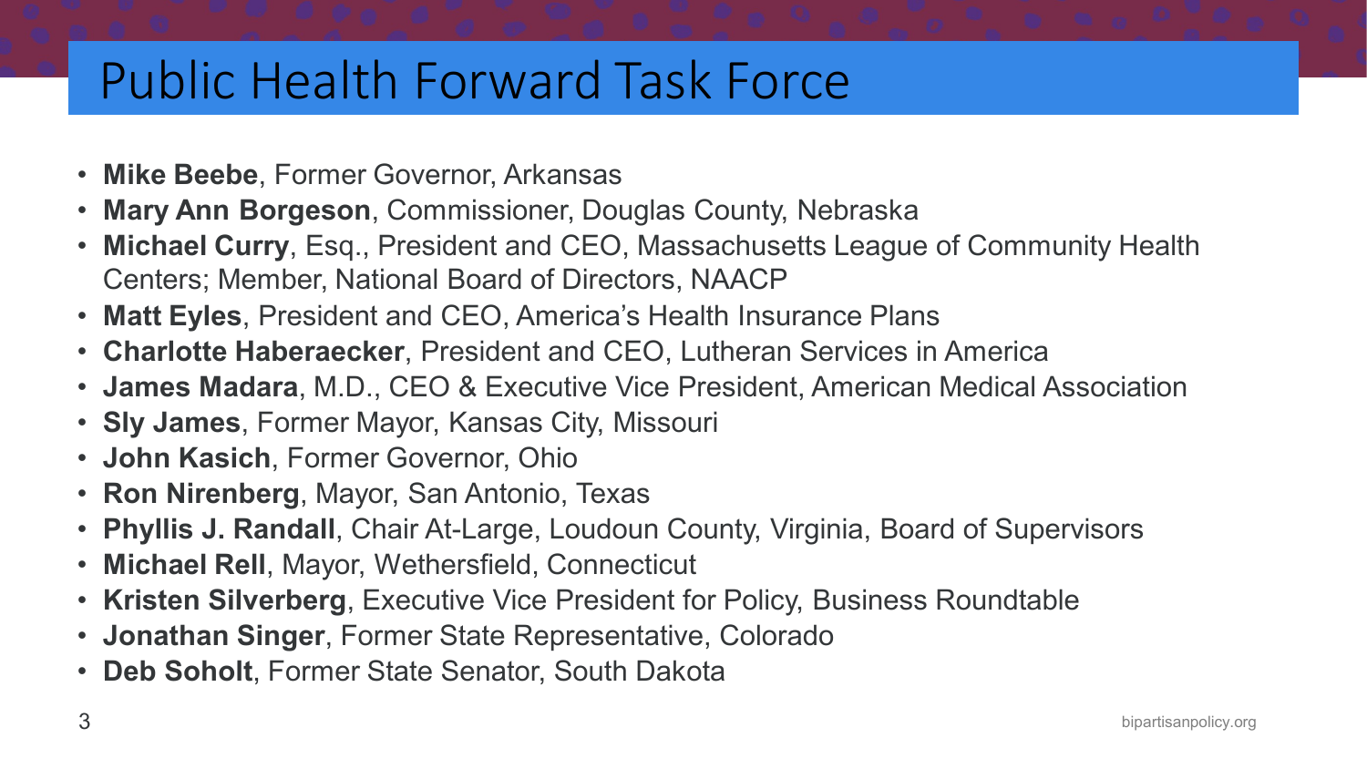# Public Health Forward Task Force

- **Mike Beebe**, Former Governor, Arkansas
- **Mary Ann Borgeson**, Commissioner, Douglas County, Nebraska
- **Michael Curry**, Esq., President and CEO, Massachusetts League of Community Health Centers; Member, National Board of Directors, NAACP
- **Matt Eyles**, President and CEO, America's Health Insurance Plans
- **Charlotte Haberaecker**, President and CEO, Lutheran Services in America
- **James Madara**, M.D., CEO & Executive Vice President, American Medical Association
- **Sly James**, Former Mayor, Kansas City, Missouri
- **John Kasich**, Former Governor, Ohio
- **Ron Nirenberg**, Mayor, San Antonio, Texas
- **Phyllis J. Randall**, Chair At-Large, Loudoun County, Virginia, Board of Supervisors
- **Michael Rell**, Mayor, Wethersfield, Connecticut
- **Kristen Silverberg**, Executive Vice President for Policy, Business Roundtable
- **Jonathan Singer**, Former State Representative, Colorado
- **Deb Soholt**, Former State Senator, South Dakota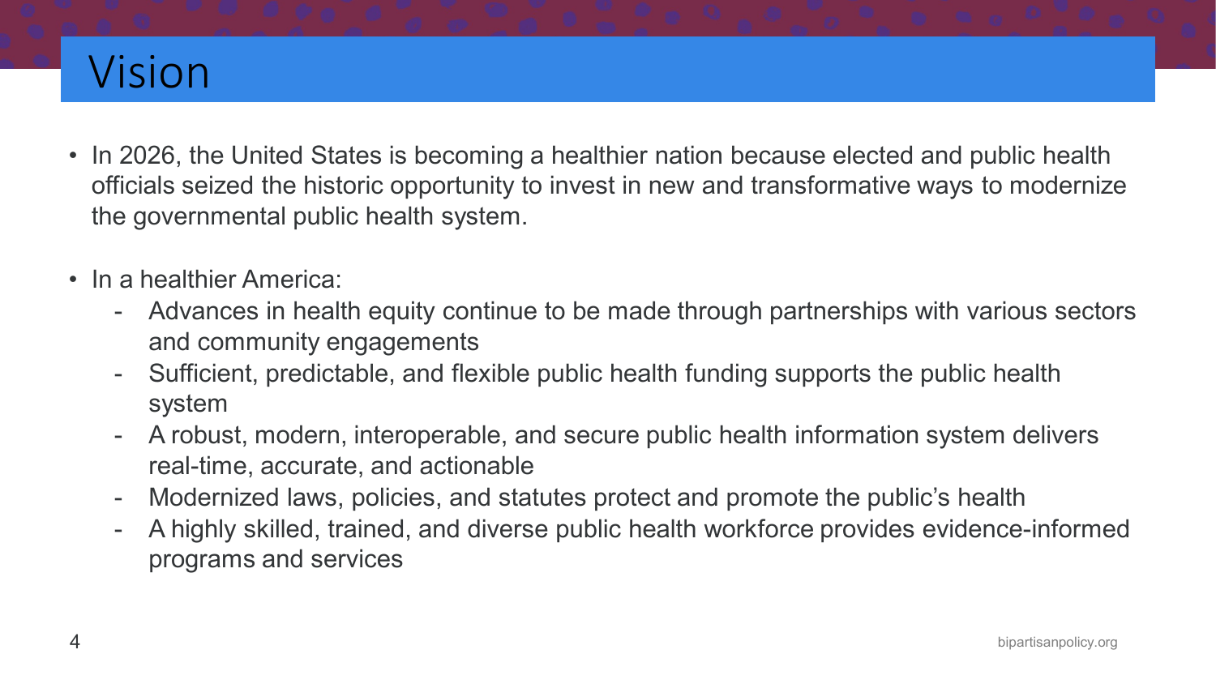# Vision

- In 2026, the United States is becoming a healthier nation because elected and public health officials seized the historic opportunity to invest in new and transformative ways to modernize the governmental public health system.

- In a healthier America:
  - Advances in health equity continue to be made through partnerships with various sectors and community engagements
  - Sufficient, predictable, and flexible public health funding supports the public health system
  - A robust, modern, interoperable, and secure public health information system delivers real-time, accurate, and actionable
  - Modernized laws, policies, and statutes protect and promote the public's health
  - A highly skilled, trained, and diverse public health workforce provides evidence-informed programs and services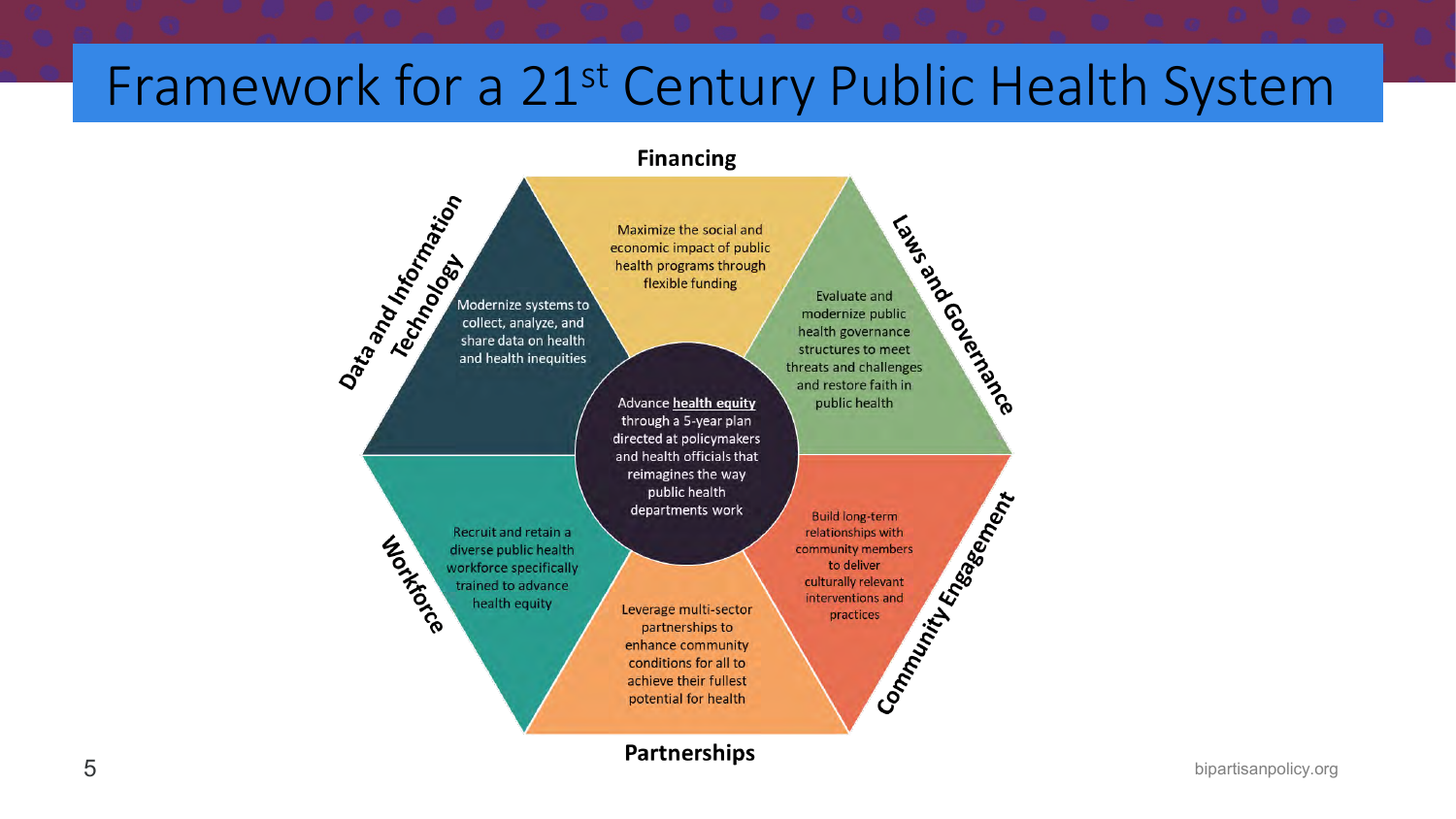# Framework for a 21st Century Public Health System

**Financing**

Maximize the social and economic impact of public health programs through flexible funding

**Laws and Governance**

Evaluate and modernize public health governance structures to meet threats and challenges and restore faith in public health

**Community Engagement**

Build long-term relationships with community members to deliver culturally relevant interventions and practices

**Partnerships**

Leverage multi-sector partnerships to enhance community conditions for all to achieve their fullest potential for health

**Workforce**

Recruit and retain a diverse public health workforce specifically trained to advance health equity

**Data and Information Technology**

Modernize systems to collect, analyze, and share data on health and health inequities

Advance **health equity** through a 5-year plan directed at policymakers and health officials that reimagines the way public health departments work

bipartisanpolicy.org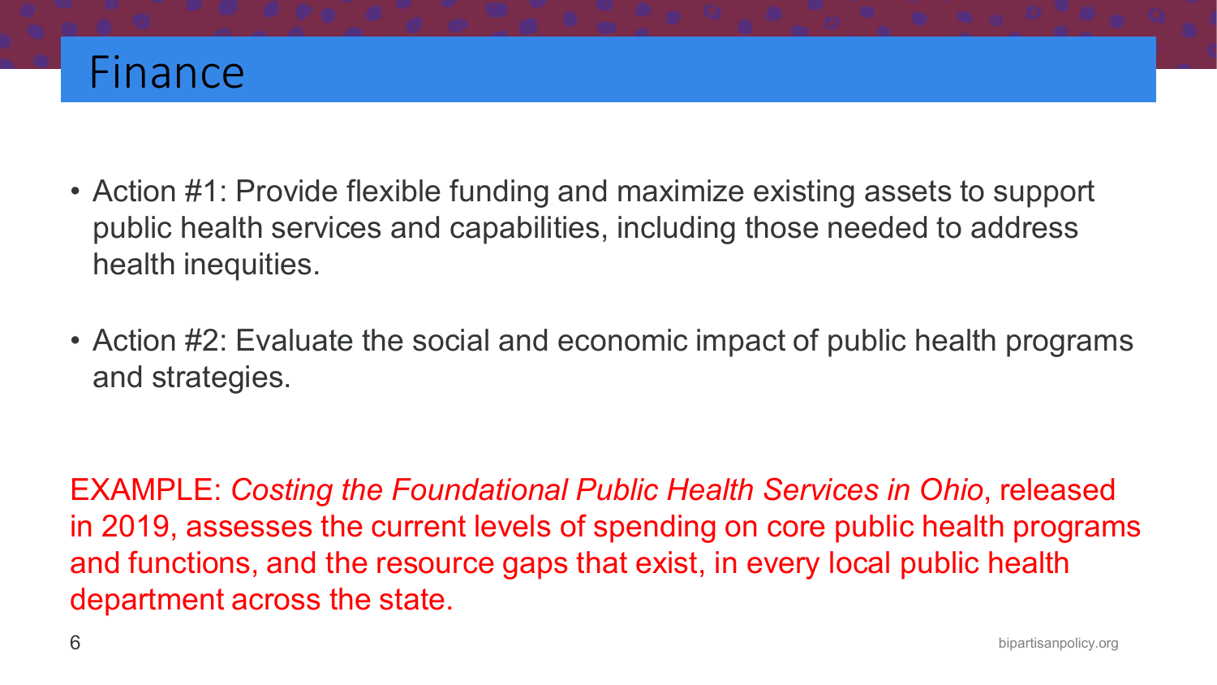# Finance

- Action #1: Provide flexible funding and maximize existing assets to support public health services and capabilities, including those needed to address health inequities.

- Action #2: Evaluate the social and economic impact of public health programs and strategies.

EXAMPLE: *Costing the Foundational Public Health Services in Ohio*, released in 2019, assesses the current levels of spending on core public health programs and functions, and the resource gaps that exist, in every local public health department across the state.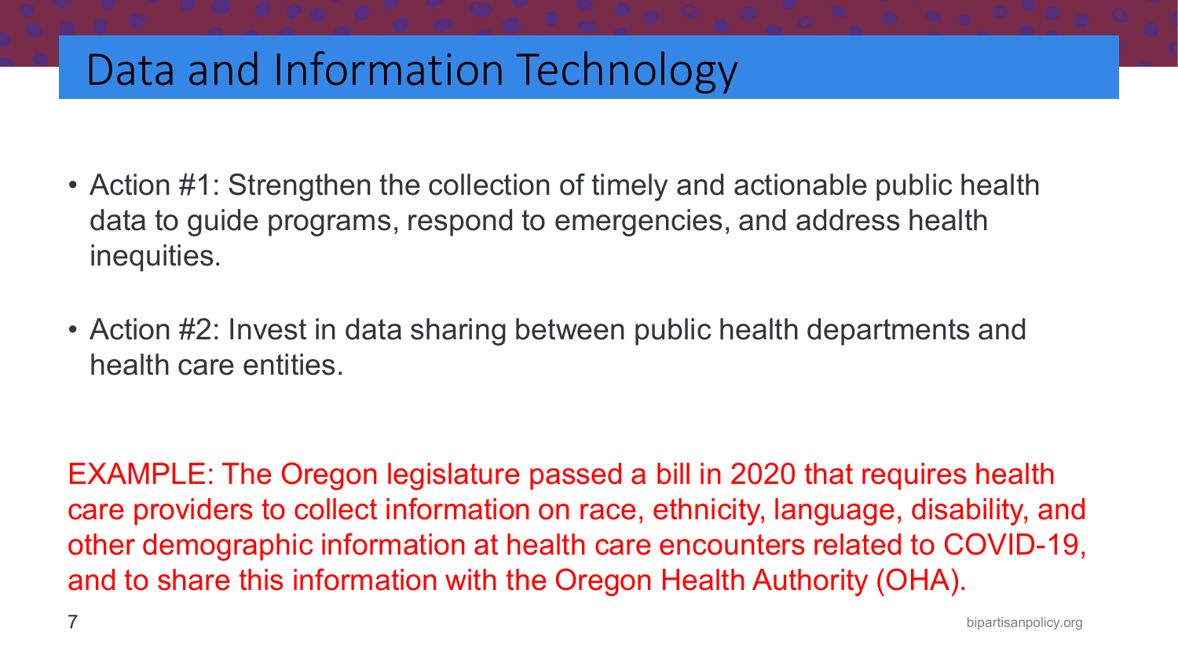# Data and Information Technology

- Action #1: Strengthen the collection of timely and actionable public health data to guide programs, respond to emergencies, and address health inequities.
- Action #2: Invest in data sharing between public health departments and health care entities.

EXAMPLE: The Oregon legislature passed a bill in 2020 that requires health care providers to collect information on race, ethnicity, language, disability, and other demographic information at health care encounters related to COVID-19, and to share this information with the Oregon Health Authority (OHA).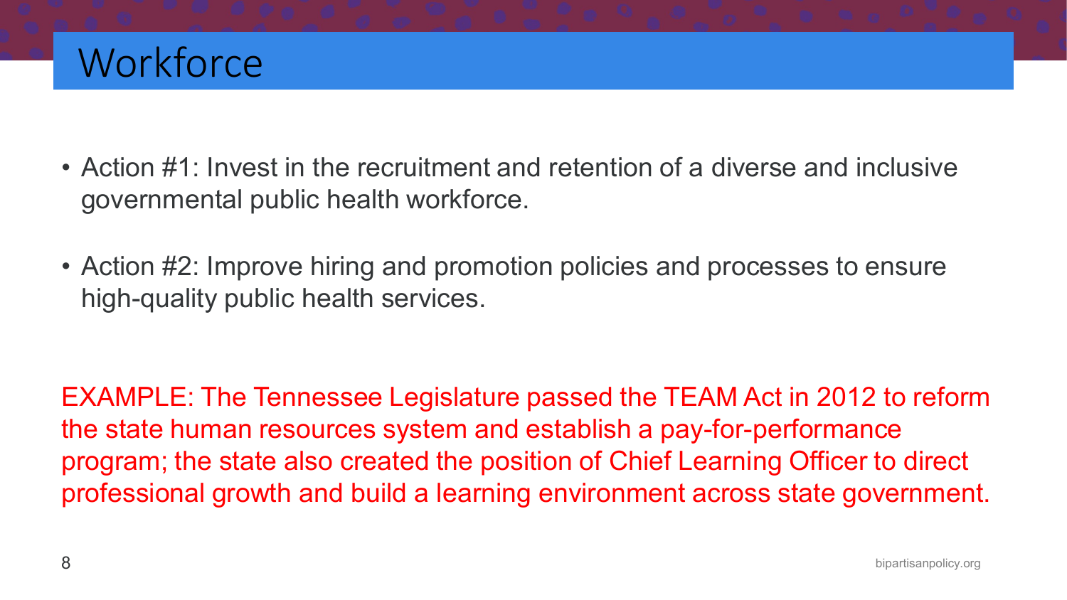# Workforce

- Action #1: Invest in the recruitment and retention of a diverse and inclusive governmental public health workforce.
- Action #2: Improve hiring and promotion policies and processes to ensure high-quality public health services.

EXAMPLE: The Tennessee Legislature passed the TEAM Act in 2012 to reform the state human resources system and establish a pay-for-performance program; the state also created the position of Chief Learning Officer to direct professional growth and build a learning environment across state government.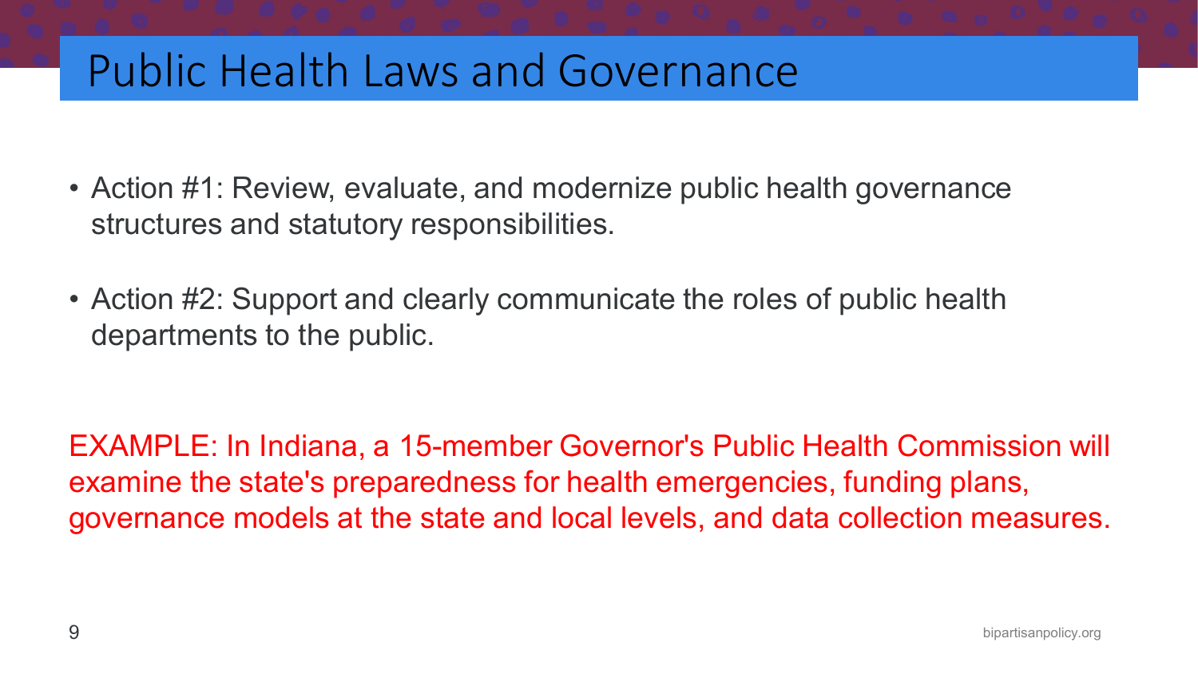# Public Health Laws and Governance

- Action #1: Review, evaluate, and modernize public health governance structures and statutory responsibilities.
- Action #2: Support and clearly communicate the roles of public health departments to the public.

EXAMPLE: In Indiana, a 15-member Governor's Public Health Commission will examine the state's preparedness for health emergencies, funding plans, governance models at the state and local levels, and data collection measures.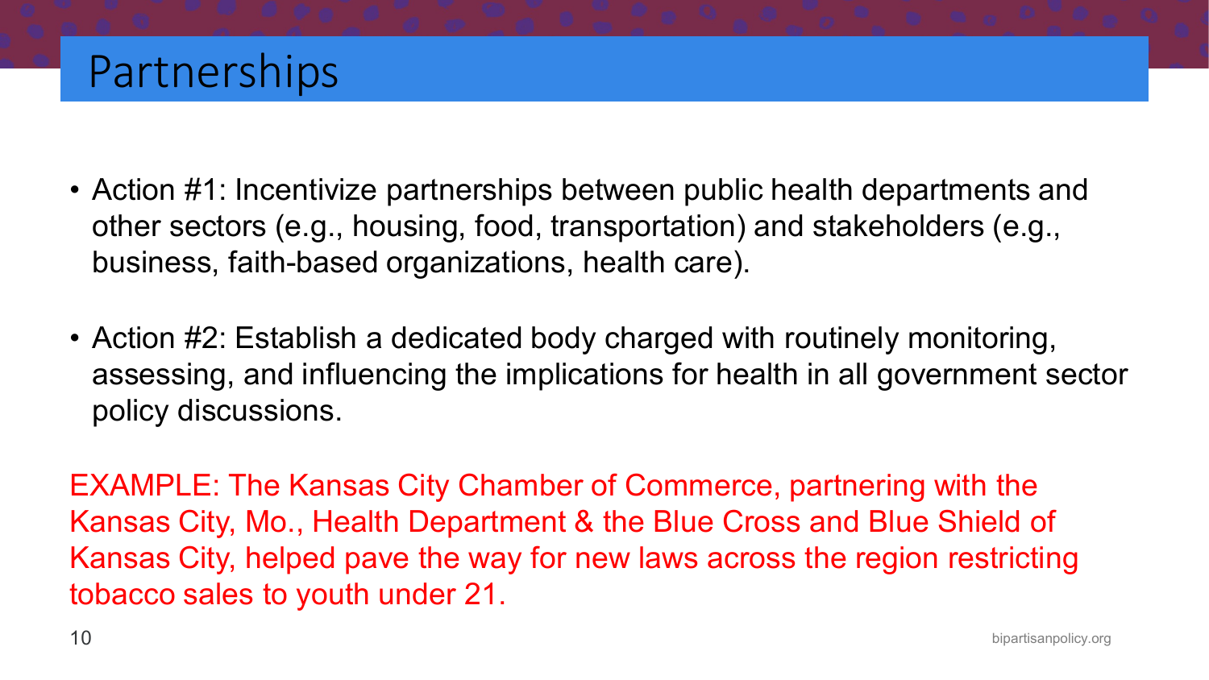# Partnerships

- Action #1: Incentivize partnerships between public health departments and other sectors (e.g., housing, food, transportation) and stakeholders (e.g., business, faith-based organizations, health care).
- Action #2: Establish a dedicated body charged with routinely monitoring, assessing, and influencing the implications for health in all government sector policy discussions.

EXAMPLE: The Kansas City Chamber of Commerce, partnering with the Kansas City, Mo., Health Department & the Blue Cross and Blue Shield of Kansas City, helped pave the way for new laws across the region restricting tobacco sales to youth under 21.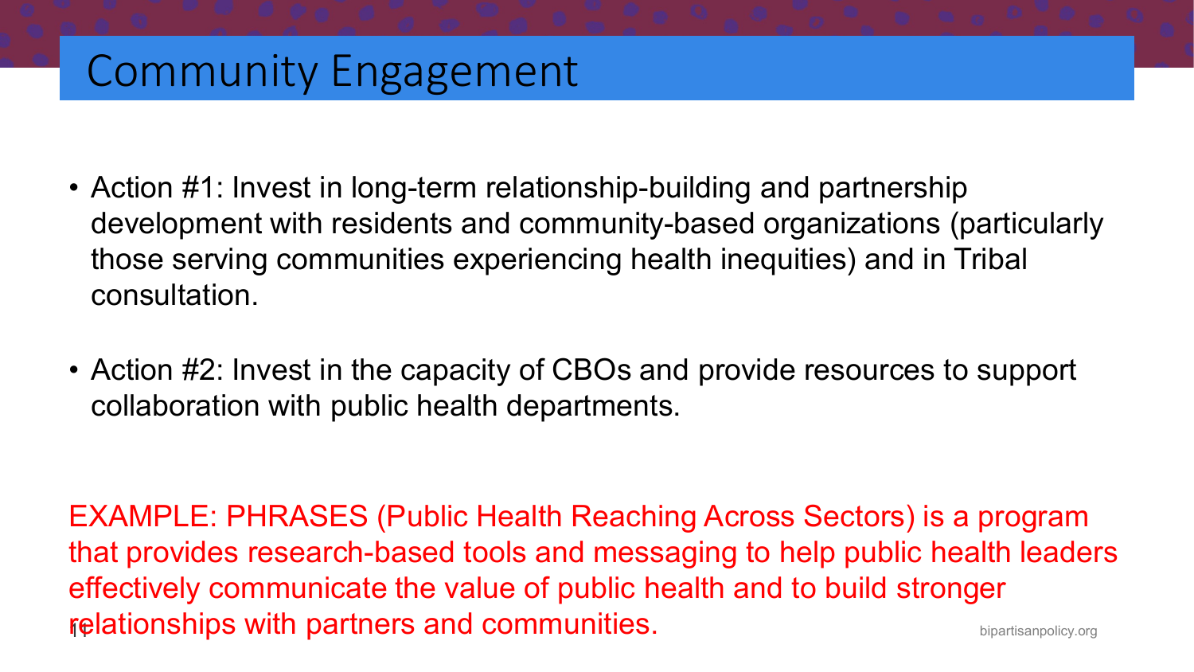# Community Engagement

- Action #1: Invest in long-term relationship-building and partnership development with residents and community-based organizations (particularly those serving communities experiencing health inequities) and in Tribal consultation.

- Action #2: Invest in the capacity of CBOs and provide resources to support collaboration with public health departments.

EXAMPLE: PHRASES (Public Health Reaching Across Sectors) is a program that provides research-based tools and messaging to help public health leaders effectively communicate the value of public health and to build stronger relationships with partners and communities.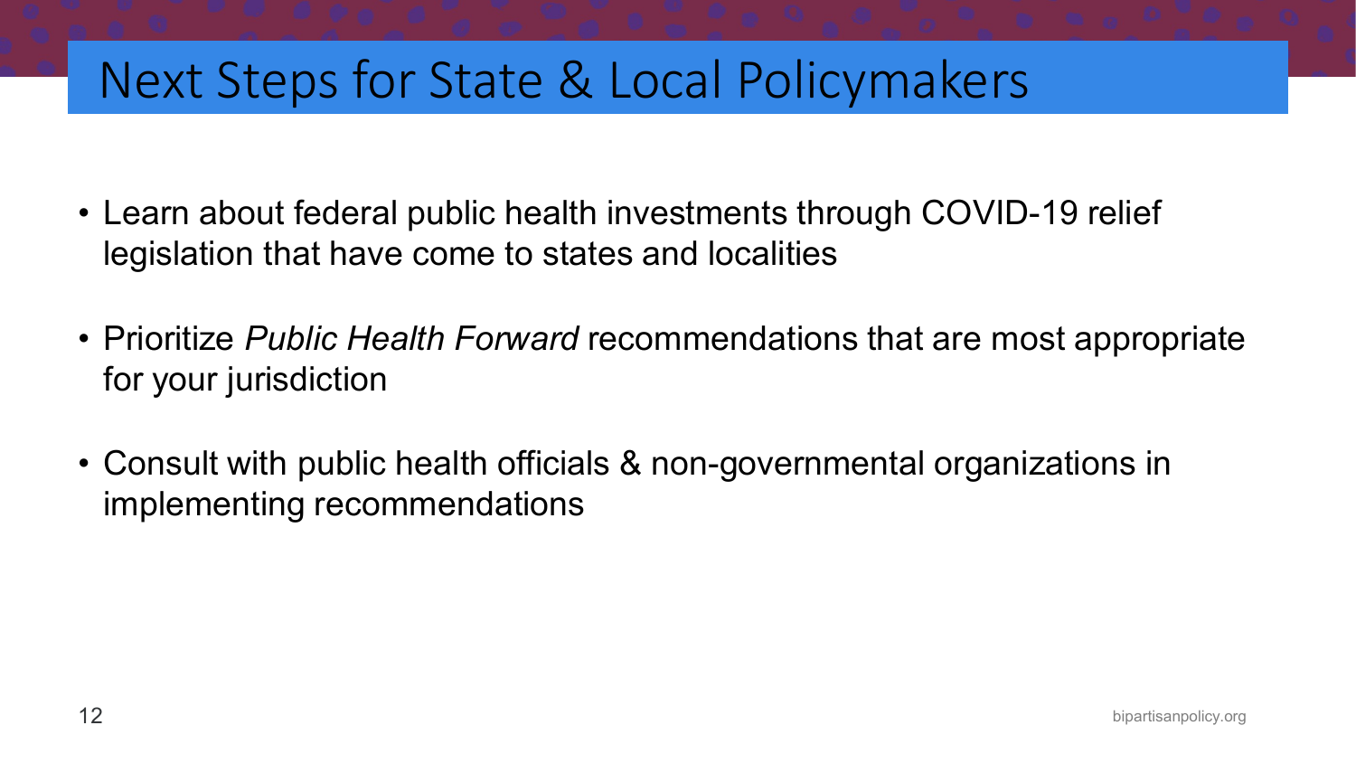# Next Steps for State & Local Policymakers

- Learn about federal public health investments through COVID-19 relief legislation that have come to states and localities
- Prioritize *Public Health Forward* recommendations that are most appropriate for your jurisdiction
- Consult with public health officials & non-governmental organizations in implementing recommendations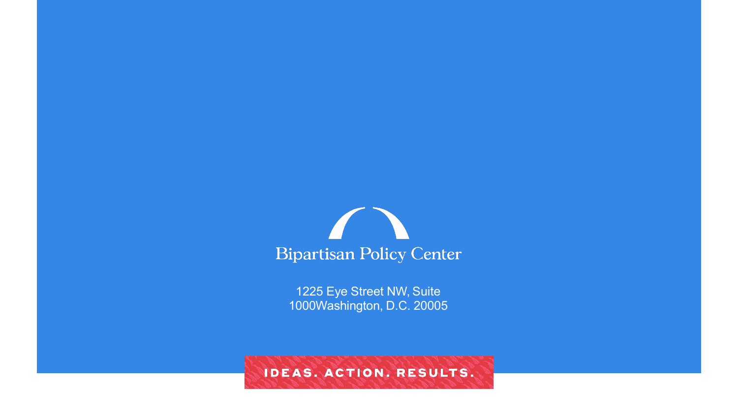Bipartisan Policy Center

1225 Eye Street NW, Suite
1000Washington, D.C. 20005

IDEAS. ACTION. RESULTS.